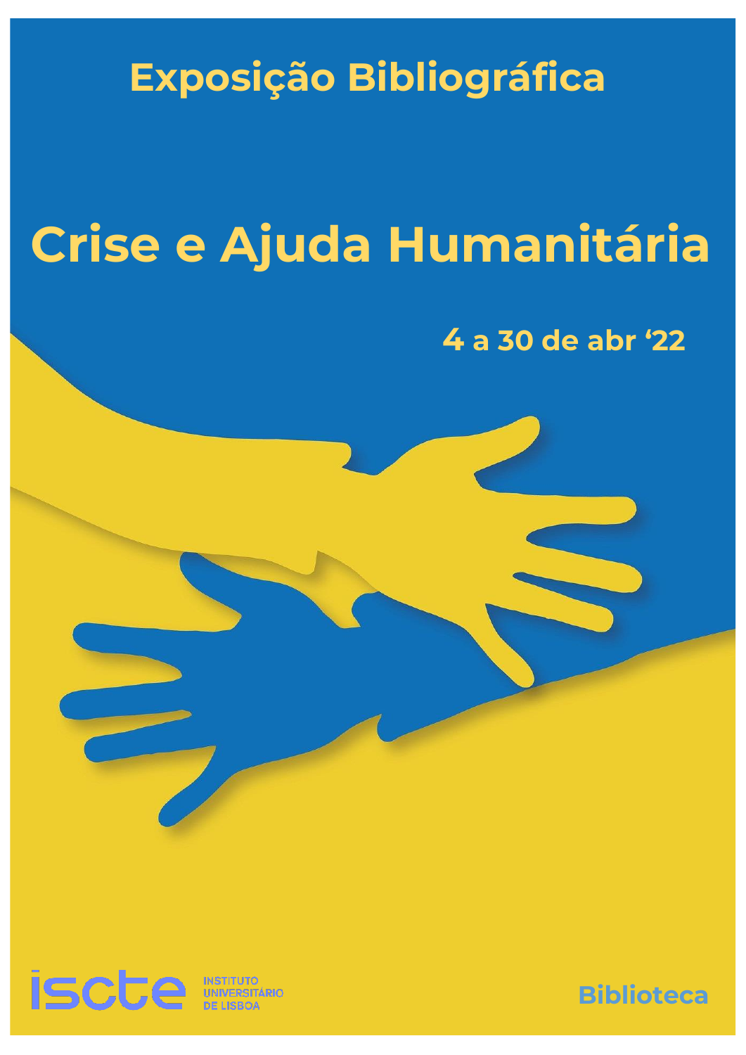## Exposição Bibliográfica

# Crise e Ajuda Humanitária

**4 a 30 de abr '22**

iscte INSTITUTO UNIVERSITÁRIO DE LISBOA

**Biblioteca**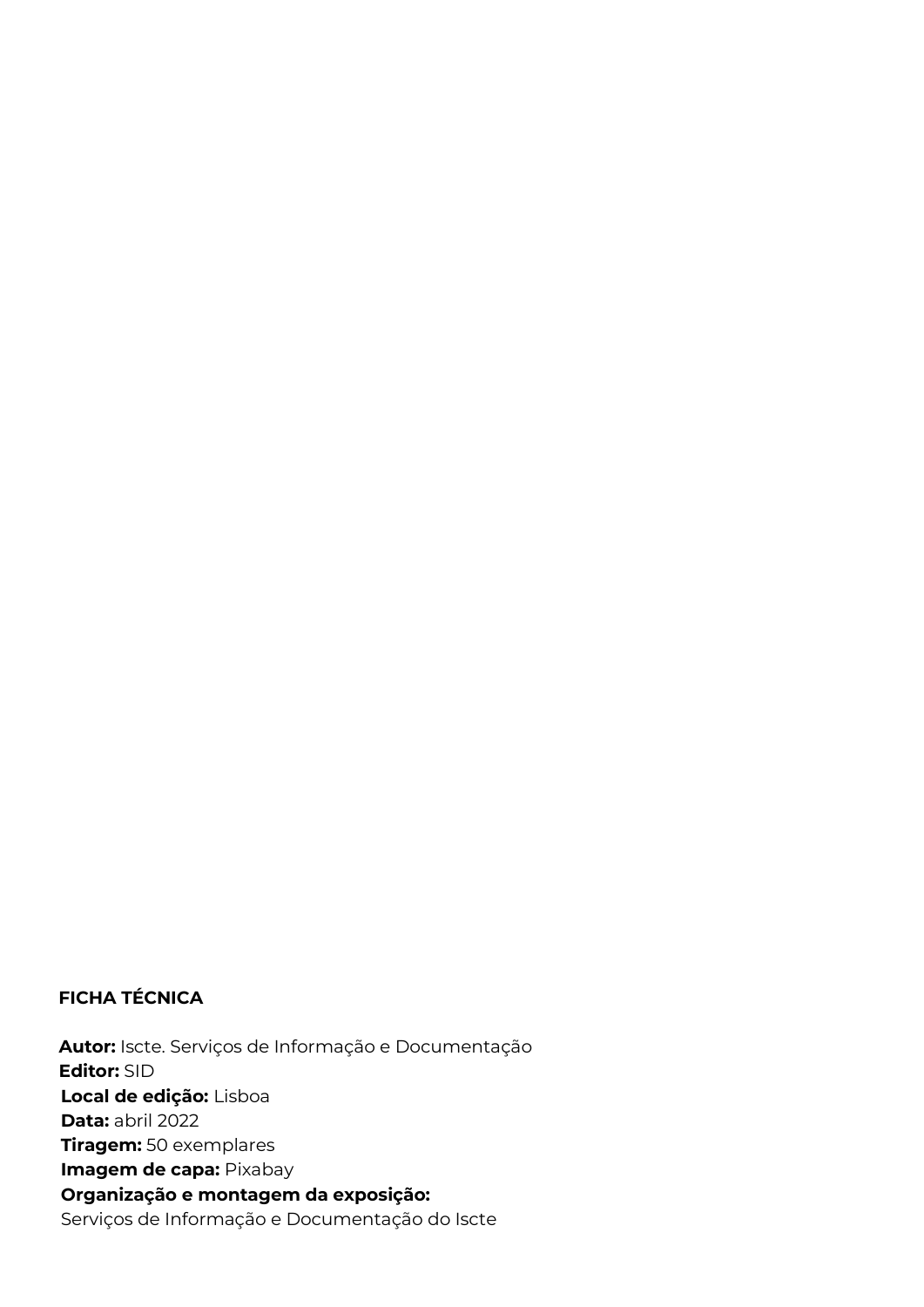**FICHA TÉCNICA**

**Autor:** Iscte. Serviços de Informação e Documentação
**Editor:** SID
**Local de edição:** Lisboa
**Data:** abril 2022
**Tiragem:** 50 exemplares
**Imagem de capa:** Pixabay
**Organização e montagem da exposição:**
Serviços de Informação e Documentação do Iscte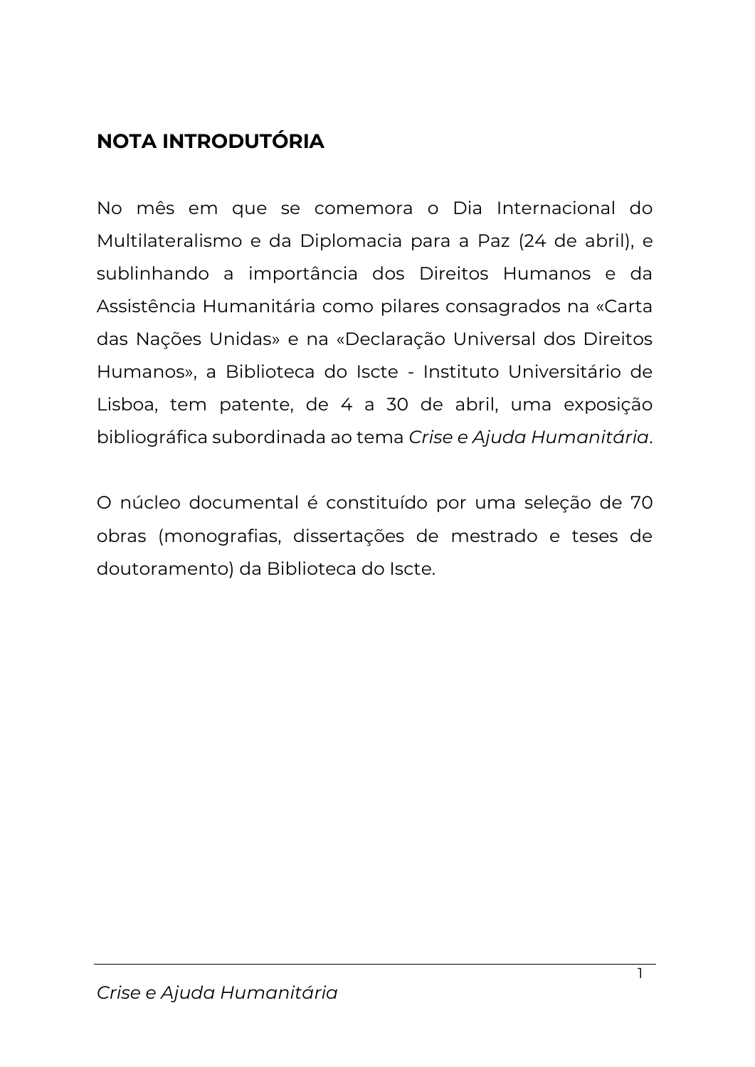## NOTA INTRODUTÓRIA

No mês em que se comemora o Dia Internacional do Multilateralismo e da Diplomacia para a Paz (24 de abril), e sublinhando a importância dos Direitos Humanos e da Assistência Humanitária como pilares consagrados na «Carta das Nações Unidas» e na «Declaração Universal dos Direitos Humanos», a Biblioteca do Iscte - Instituto Universitário de Lisboa, tem patente, de 4 a 30 de abril, uma exposição bibliográfica subordinada ao tema *Crise e Ajuda Humanitária*.

O núcleo documental é constituído por uma seleção de 70 obras (monografias, dissertações de mestrado e teses de doutoramento) da Biblioteca do Iscte.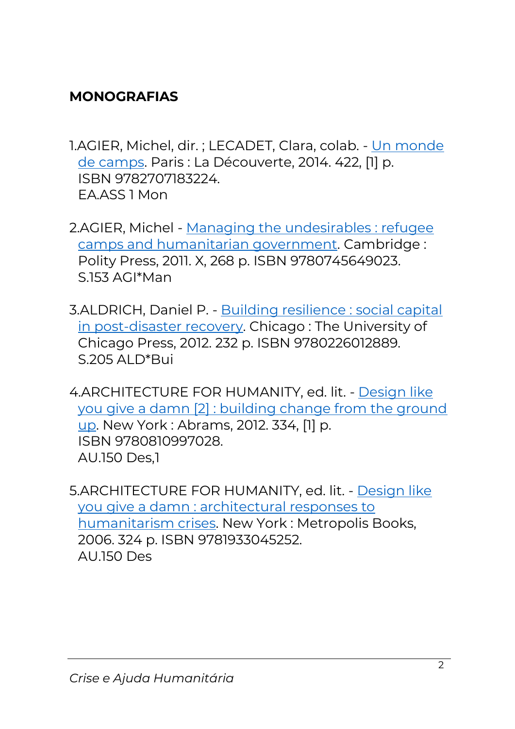## MONOGRAFIAS

1. AGIER, Michel, dir. ; LECADET, Clara, colab. - Un monde de camps. Paris : La Découverte, 2014. 422, [1] p. ISBN 9782707183224.
EA.ASS 1 Mon

2. AGIER, Michel - Managing the undesirables : refugee camps and humanitarian government. Cambridge : Polity Press, 2011. X, 268 p. ISBN 9780745649023.
S.153 AGI*Man

3. ALDRICH, Daniel P. - Building resilience : social capital in post-disaster recovery. Chicago : The University of Chicago Press, 2012. 232 p. ISBN 9780226012889.
S.205 ALD*Bui

4. ARCHITECTURE FOR HUMANITY, ed. lit. - Design like you give a damn [2] : building change from the ground up. New York : Abrams, 2012. 334, [1] p. ISBN 9780810997028.
AU.150 Des,1

5. ARCHITECTURE FOR HUMANITY, ed. lit. - Design like you give a damn : architectural responses to humanitarism crises. New York : Metropolis Books, 2006. 324 p. ISBN 9781933045252.
AU.150 Des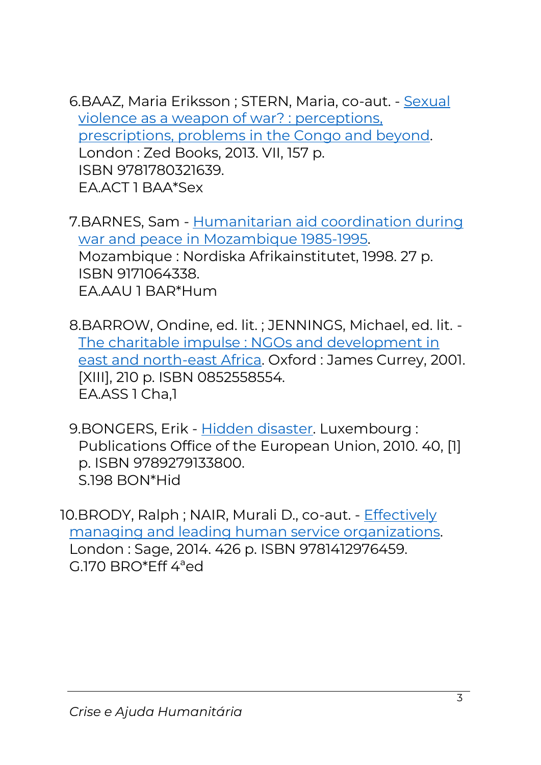6. BAAZ, Maria Eriksson ; STERN, Maria, co-aut. - Sexual violence as a weapon of war? : perceptions, prescriptions, problems in the Congo and beyond. London : Zed Books, 2013. VII, 157 p. ISBN 9781780321639. EA.ACT 1 BAA*Sex

7. BARNES, Sam - Humanitarian aid coordination during war and peace in Mozambique 1985-1995. Mozambique : Nordiska Afrikainstitutet, 1998. 27 p. ISBN 9171064338. EA.AAU 1 BAR*Hum

8. BARROW, Ondine, ed. lit. ; JENNINGS, Michael, ed. lit. - The charitable impulse : NGOs and development in east and north-east Africa. Oxford : James Currey, 2001. [XIII], 210 p. ISBN 0852558554. EA.ASS 1 Cha,1

9. BONGERS, Erik - Hidden disaster. Luxembourg : Publications Office of the European Union, 2010. 40, [1] p. ISBN 9789279133800. S.198 BON*Hid

10. BRODY, Ralph ; NAIR, Murali D., co-aut. - Effectively managing and leading human service organizations. London : Sage, 2014. 426 p. ISBN 9781412976459. G.170 BRO*Eff 4ªed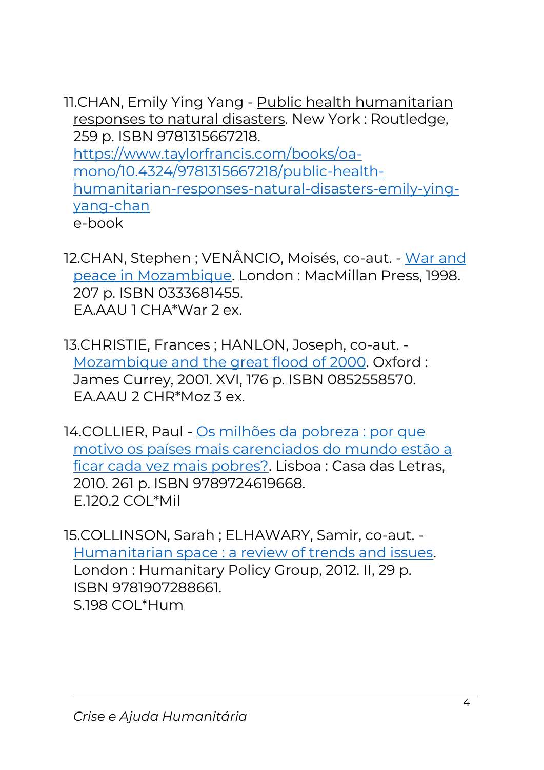11. CHAN, Emily Ying Yang - Public health humanitarian responses to natural disasters. New York : Routledge, 259 p. ISBN 9781315667218.
    https://www.taylorfrancis.com/books/oa-mono/10.4324/9781315667218/public-health-humanitarian-responses-natural-disasters-emily-ying-yang-chan
    e-book

12. CHAN, Stephen ; VENÂNCIO, Moisés, co-aut. - War and peace in Mozambique. London : MacMillan Press, 1998. 207 p. ISBN 0333681455.
    EA.AAU 1 CHA*War 2 ex.

13. CHRISTIE, Frances ; HANLON, Joseph, co-aut. - Mozambique and the great flood of 2000. Oxford : James Currey, 2001. XVI, 176 p. ISBN 0852558570.
    EA.AAU 2 CHR*Moz 3 ex.

14. COLLIER, Paul - Os milhões da pobreza : por que motivo os países mais carenciados do mundo estão a ficar cada vez mais pobres?. Lisboa : Casa das Letras, 2010. 261 p. ISBN 9789724619668.
    E.120.2 COL*Mil

15. COLLINSON, Sarah ; ELHAWARY, Samir, co-aut. - Humanitarian space : a review of trends and issues. London : Humanitary Policy Group, 2012. II, 29 p. ISBN 9781907288661.
    S.198 COL*Hum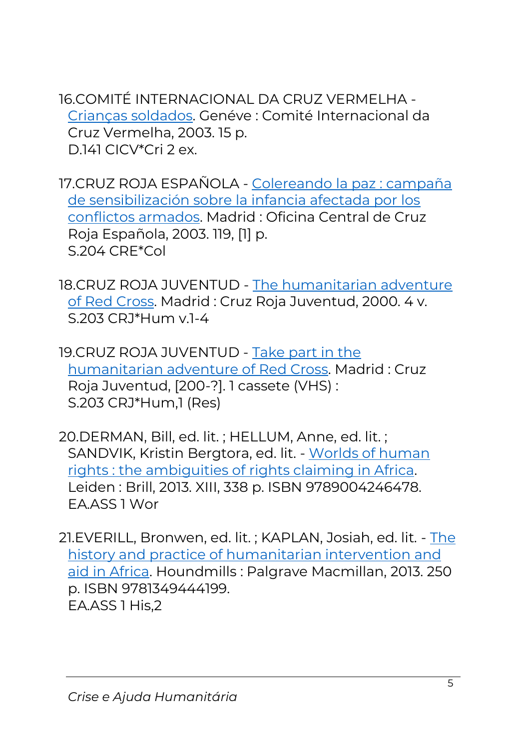16. COMITÉ INTERNACIONAL DA CRUZ VERMELHA - Crianças soldados. Genéve : Comité Internacional da Cruz Vermelha, 2003. 15 p.
D.141 CICV*Cri 2 ex.

17. CRUZ ROJA ESPAÑOLA - Colereando la paz : campaña de sensibilización sobre la infancia afectada por los conflictos armados. Madrid : Oficina Central de Cruz Roja Española, 2003. 119, [1] p.
S.204 CRE*Col

18. CRUZ ROJA JUVENTUD - The humanitarian adventure of Red Cross. Madrid : Cruz Roja Juventud, 2000. 4 v.
S.203 CRJ*Hum v.1-4

19. CRUZ ROJA JUVENTUD - Take part in the humanitarian adventure of Red Cross. Madrid : Cruz Roja Juventud, [200-?]. 1 cassete (VHS) :
S.203 CRJ*Hum,1 (Res)

20. DERMAN, Bill, ed. lit. ; HELLUM, Anne, ed. lit. ; SANDVIK, Kristin Bergtora, ed. lit. - Worlds of human rights : the ambiguities of rights claiming in Africa. Leiden : Brill, 2013. XIII, 338 p. ISBN 9789004246478.
EA.ASS 1 Wor

21. EVERILL, Bronwen, ed. lit. ; KAPLAN, Josiah, ed. lit. - The history and practice of humanitarian intervention and aid in Africa. Houndmills : Palgrave Macmillan, 2013. 250 p. ISBN 9781349444199.
EA.ASS 1 His,2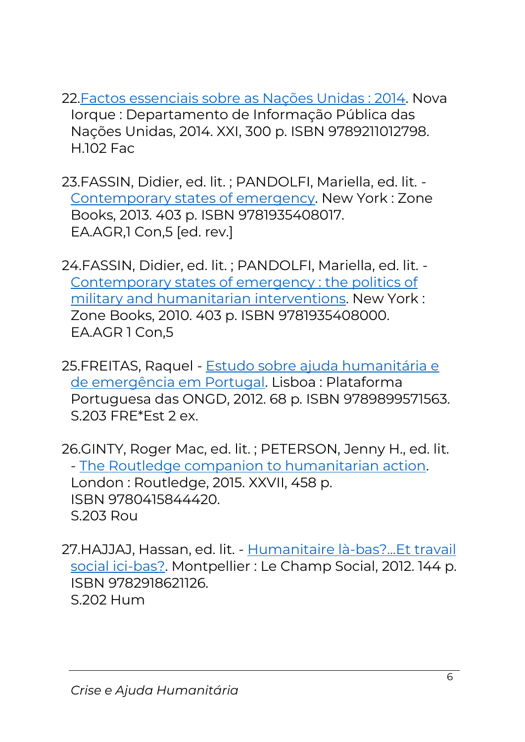22. Factos essenciais sobre as Nações Unidas : 2014. Nova Iorque : Departamento de Informação Pública das Nações Unidas, 2014. XXI, 300 p. ISBN 9789211012798.
H.102 Fac

23. FASSIN, Didier, ed. lit. ; PANDOLFI, Mariella, ed. lit. - Contemporary states of emergency. New York : Zone Books, 2013. 403 p. ISBN 9781935408017.
EA.AGR,1 Con,5 [ed. rev.]

24. FASSIN, Didier, ed. lit. ; PANDOLFI, Mariella, ed. lit. - Contemporary states of emergency : the politics of military and humanitarian interventions. New York : Zone Books, 2010. 403 p. ISBN 9781935408000.
EA.AGR 1 Con,5

25. FREITAS, Raquel - Estudo sobre ajuda humanitária e de emergência em Portugal. Lisboa : Plataforma Portuguesa das ONGD, 2012. 68 p. ISBN 9789899571563.
S.203 FRE*Est 2 ex.

26. GINTY, Roger Mac, ed. lit. ; PETERSON, Jenny H., ed. lit. - The Routledge companion to humanitarian action. London : Routledge, 2015. XXVII, 458 p.
ISBN 9780415844420.
S.203 Rou

27. HAJJAJ, Hassan, ed. lit. - Humanitaire là-bas?...Et travail social ici-bas?. Montpellier : Le Champ Social, 2012. 144 p.
ISBN 9782918621126.
S.202 Hum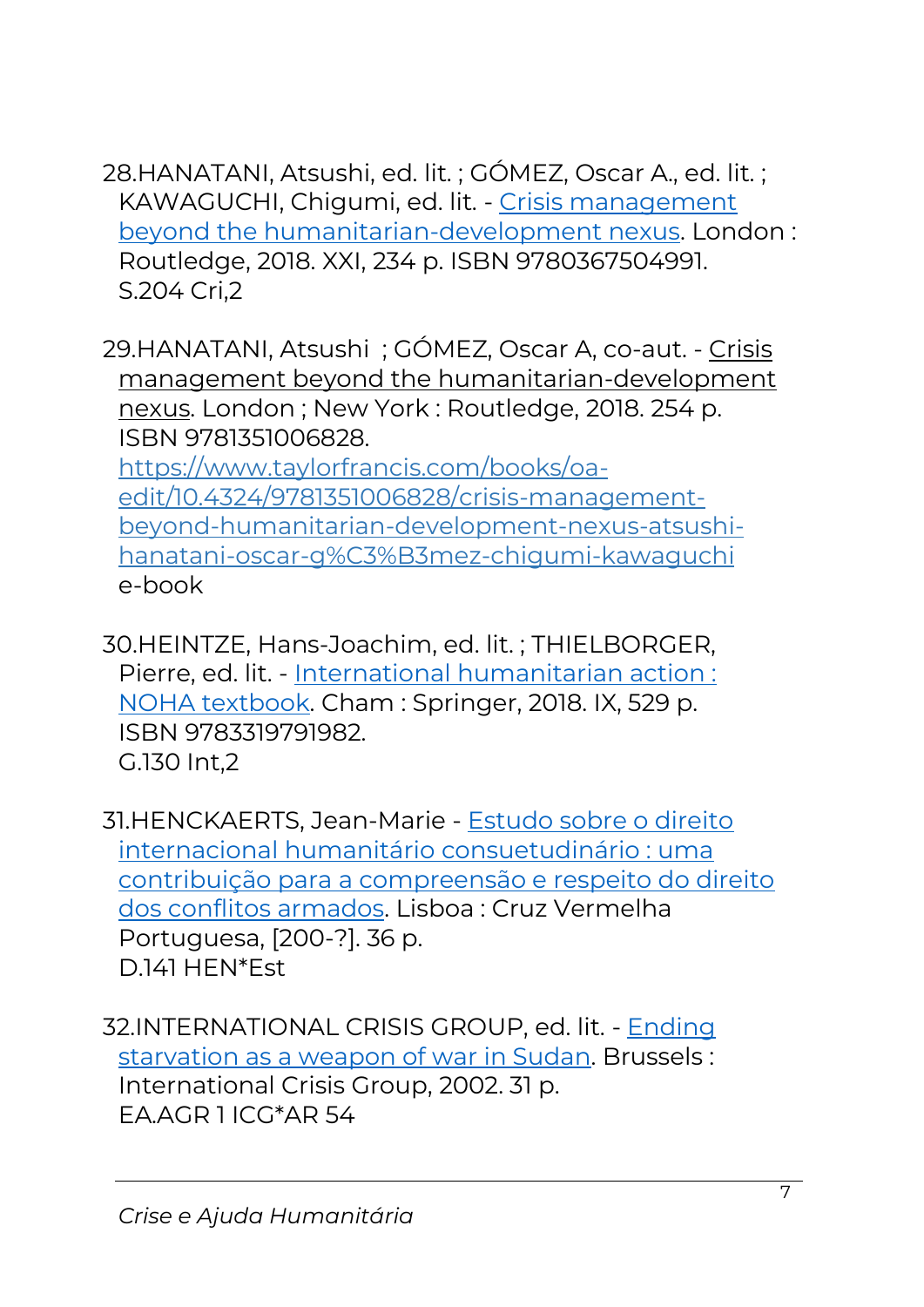28. HANATANI, Atsushi, ed. lit. ; GÓMEZ, Oscar A., ed. lit. ; KAWAGUCHI, Chigumi, ed. lit. - [Crisis management beyond the humanitarian-development nexus](). London : Routledge, 2018. XXI, 234 p. ISBN 9780367504991.
S.204 Cri,2

29. HANATANI, Atsushi ; GÓMEZ, Oscar A, co-aut. - Crisis management beyond the humanitarian-development nexus. London ; New York : Routledge, 2018. 254 p. ISBN 9781351006828.
https://www.taylorfrancis.com/books/oa-edit/10.4324/9781351006828/crisis-management-beyond-humanitarian-development-nexus-atsushi-hanatani-oscar-g%C3%B3mez-chigumi-kawaguchi
e-book

30. HEINTZE, Hans-Joachim, ed. lit. ; THIELBORGER, Pierre, ed. lit. - [International humanitarian action : NOHA textbook](). Cham : Springer, 2018. IX, 529 p. ISBN 9783319791982.
G.130 Int,2

31. HENCKAERTS, Jean-Marie - [Estudo sobre o direito internacional humanitário consuetudinário : uma contribuição para a compreensão e respeito do direito dos conflitos armados](). Lisboa : Cruz Vermelha Portuguesa, [200-?]. 36 p.
D.141 HEN*Est

32. INTERNATIONAL CRISIS GROUP, ed. lit. - [Ending starvation as a weapon of war in Sudan](). Brussels : International Crisis Group, 2002. 31 p.
EA.AGR 1 ICG*AR 54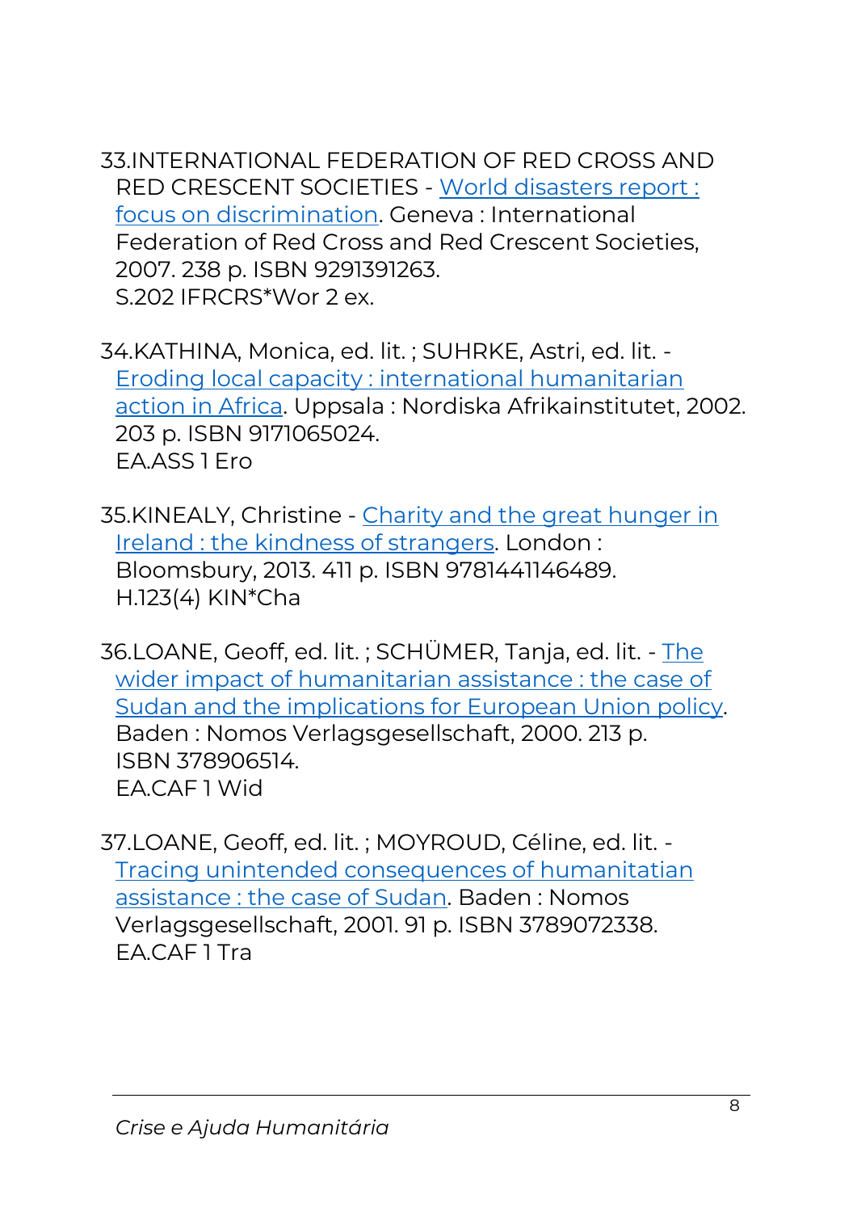33. INTERNATIONAL FEDERATION OF RED CROSS AND RED CRESCENT SOCIETIES - World disasters report : focus on discrimination. Geneva : International Federation of Red Cross and Red Crescent Societies, 2007. 238 p. ISBN 9291391263.
S.202 IFRCRS*Wor 2 ex.

34. KATHINA, Monica, ed. lit. ; SUHRKE, Astri, ed. lit. - Eroding local capacity : international humanitarian action in Africa. Uppsala : Nordiska Afrikainstitutet, 2002. 203 p. ISBN 9171065024.
EA.ASS 1 Ero

35. KINEALY, Christine - Charity and the great hunger in Ireland : the kindness of strangers. London : Bloomsbury, 2013. 411 p. ISBN 9781441146489.
H.123(4) KIN*Cha

36. LOANE, Geoff, ed. lit. ; SCHÜMER, Tanja, ed. lit. - The wider impact of humanitarian assistance : the case of Sudan and the implications for European Union policy. Baden : Nomos Verlagsgesellschaft, 2000. 213 p. ISBN 378906514.
EA.CAF 1 Wid

37. LOANE, Geoff, ed. lit. ; MOYROUD, Céline, ed. lit. - Tracing unintended consequences of humanitarian assistance : the case of Sudan. Baden : Nomos Verlagsgesellschaft, 2001. 91 p. ISBN 3789072338.
EA.CAF 1 Tra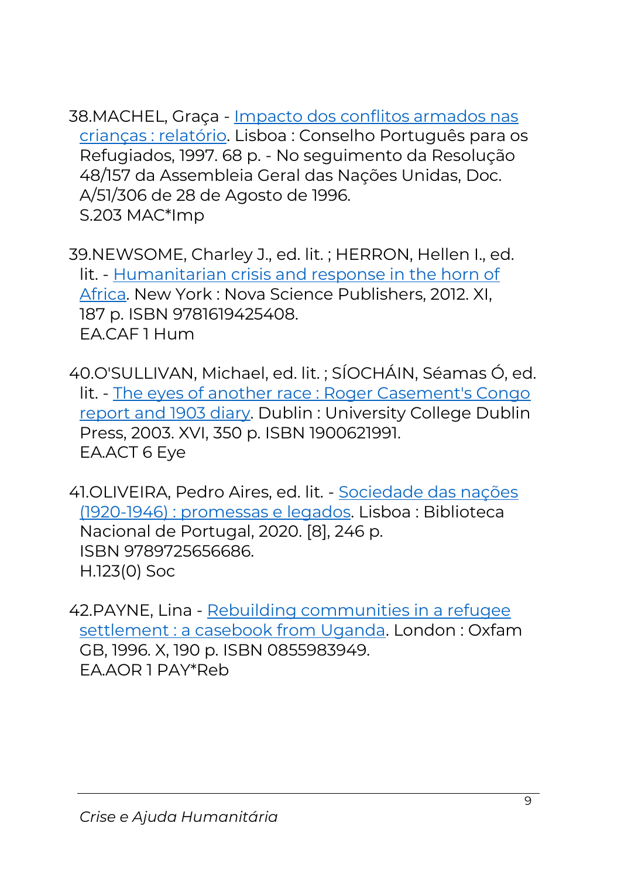38. MACHEL, Graça - Impacto dos conflitos armados nas crianças : relatório. Lisboa : Conselho Português para os Refugiados, 1997. 68 p. - No seguimento da Resolução 48/157 da Assembleia Geral das Nações Unidas, Doc. A/51/306 de 28 de Agosto de 1996.
S.203 MAC*Imp

39. NEWSOME, Charley J., ed. lit. ; HERRON, Hellen I., ed. lit. - Humanitarian crisis and response in the horn of Africa. New York : Nova Science Publishers, 2012. XI, 187 p. ISBN 9781619425408.
EA.CAF 1 Hum

40. O'SULLIVAN, Michael, ed. lit. ; SÍOCHÁIN, Séamas Ó, ed. lit. - The eyes of another race : Roger Casement's Congo report and 1903 diary. Dublin : University College Dublin Press, 2003. XVI, 350 p. ISBN 1900621991.
EA.ACT 6 Eye

41. OLIVEIRA, Pedro Aires, ed. lit. - Sociedade das nações (1920-1946) : promessas e legados. Lisboa : Biblioteca Nacional de Portugal, 2020. [8], 246 p.
ISBN 9789725656686.
H.123(0) Soc

42. PAYNE, Lina - Rebuilding communities in a refugee settlement : a casebook from Uganda. London : Oxfam GB, 1996. X, 190 p. ISBN 0855983949.
EA.AOR 1 PAY*Reb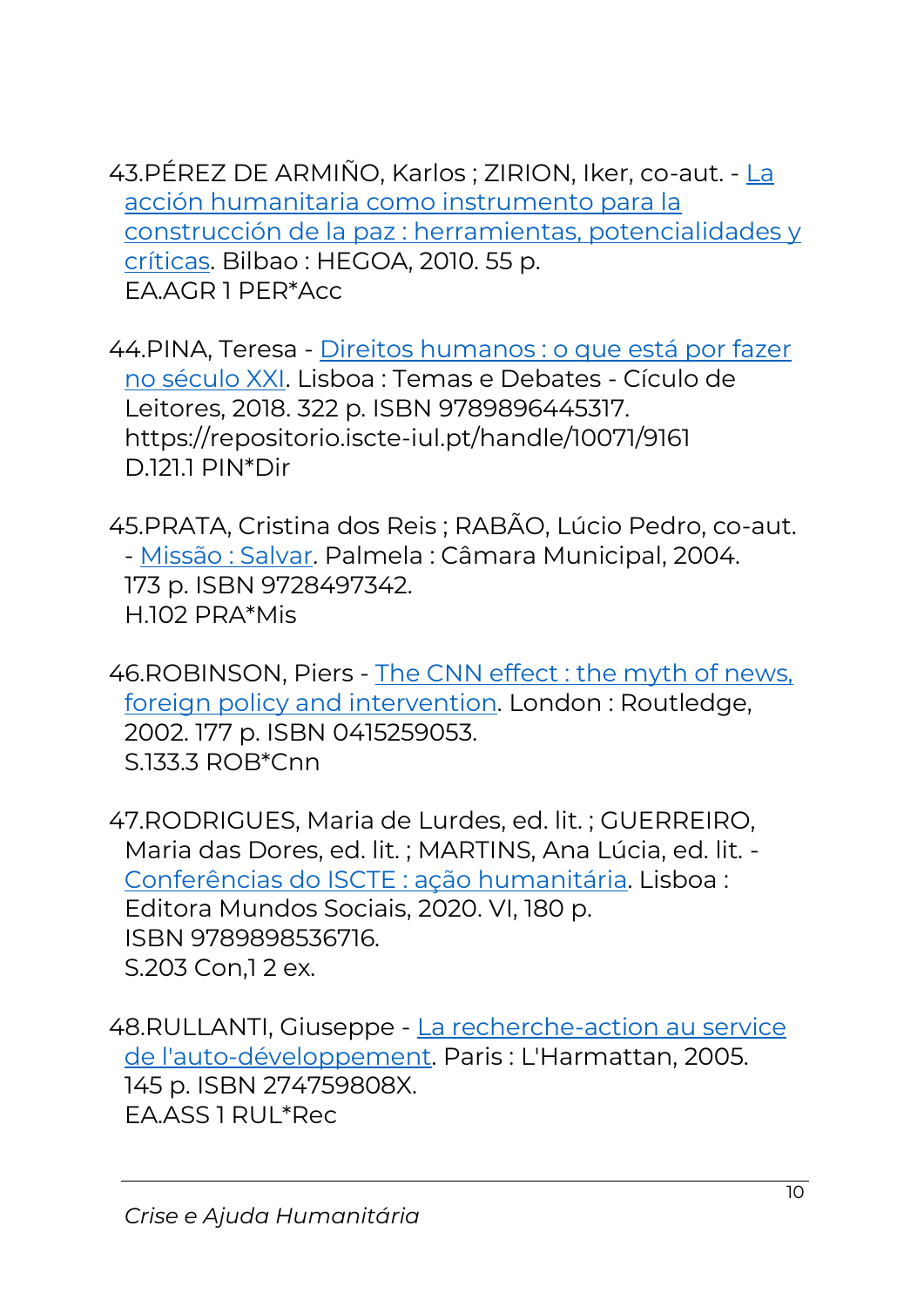43. PÉREZ DE ARMIÑO, Karlos ; ZIRION, Iker, co-aut. - La acción humanitaria como instrumento para la construcción de la paz : herramientas, potencialidades y críticas. Bilbao : HEGOA, 2010. 55 p.
EA.AGR 1 PER*Acc

44. PINA, Teresa - Direitos humanos : o que está por fazer no século XXI. Lisboa : Temas e Debates - Cículo de Leitores, 2018. 322 p. ISBN 9789896445317.
https://repositorio.iscte-iul.pt/handle/10071/9161
D.121.1 PIN*Dir

45. PRATA, Cristina dos Reis ; RABÃO, Lúcio Pedro, co-aut. - Missão : Salvar. Palmela : Câmara Municipal, 2004. 173 p. ISBN 9728497342.
H.102 PRA*Mis

46. ROBINSON, Piers - The CNN effect : the myth of news, foreign policy and intervention. London : Routledge, 2002. 177 p. ISBN 0415259053.
S.133.3 ROB*Cnn

47. RODRIGUES, Maria de Lurdes, ed. lit. ; GUERREIRO, Maria das Dores, ed. lit. ; MARTINS, Ana Lúcia, ed. lit. - Conferências do ISCTE : ação humanitária. Lisboa : Editora Mundos Sociais, 2020. VI, 180 p.
ISBN 9789898536716.
S.203 Con,1 2 ex.

48. RULLANTI, Giuseppe - La recherche-action au service de l'auto-développement. Paris : L'Harmattan, 2005. 145 p. ISBN 274759808X.
EA.ASS 1 RUL*Rec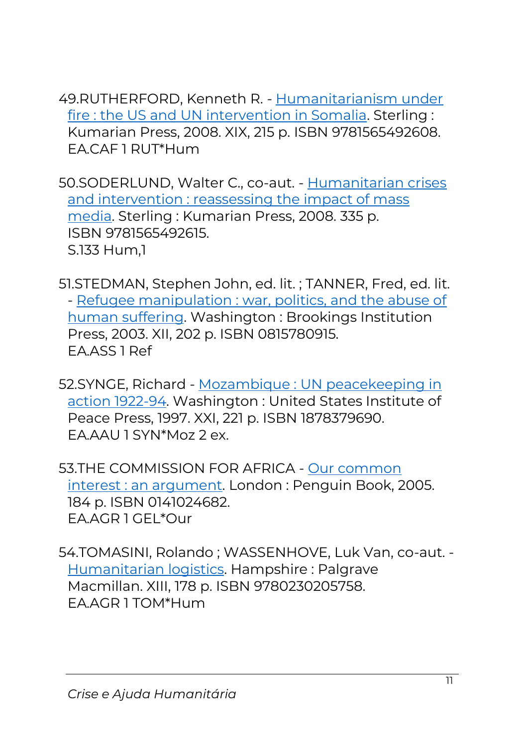49. RUTHERFORD, Kenneth R. - Humanitarianism under fire : the US and UN intervention in Somalia. Sterling : Kumarian Press, 2008. XIX, 215 p. ISBN 9781565492608. EA.CAF 1 RUT*Hum

50. SODERLUND, Walter C., co-aut. - Humanitarian crises and intervention : reassessing the impact of mass media. Sterling : Kumarian Press, 2008. 335 p. ISBN 9781565492615. S.133 Hum,1

51. STEDMAN, Stephen John, ed. lit. ; TANNER, Fred, ed. lit. - Refugee manipulation : war, politics, and the abuse of human suffering. Washington : Brookings Institution Press, 2003. XII, 202 p. ISBN 0815780915. EA.ASS 1 Ref

52. SYNGE, Richard - Mozambique : UN peacekeeping in action 1922-94. Washington : United States Institute of Peace Press, 1997. XXI, 221 p. ISBN 1878379690. EA.AAU 1 SYN*Moz 2 ex.

53. THE COMMISSION FOR AFRICA - Our common interest : an argument. London : Penguin Book, 2005. 184 p. ISBN 0141024682. EA.AGR 1 GEL*Our

54. TOMASINI, Rolando ; WASSENHOVE, Luk Van, co-aut. - Humanitarian logistics. Hampshire : Palgrave Macmillan. XIII, 178 p. ISBN 9780230205758. EA.AGR 1 TOM*Hum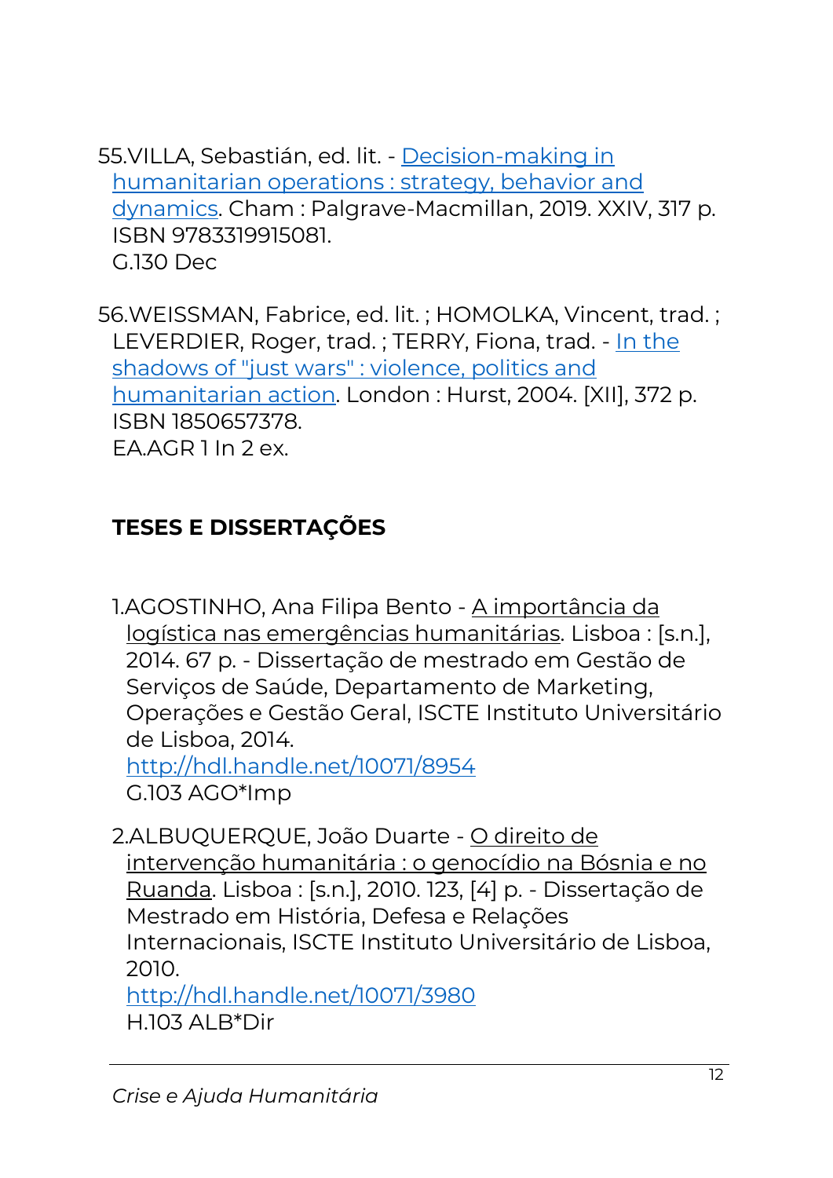55. VILLA, Sebastián, ed. lit. - [Decision-making in humanitarian operations : strategy, behavior and dynamics](). Cham : Palgrave-Macmillan, 2019. XXIV, 317 p. ISBN 9783319915081.
G.130 Dec

56. WEISSMAN, Fabrice, ed. lit. ; HOMOLKA, Vincent, trad. ; LEVERDIER, Roger, trad. ; TERRY, Fiona, trad. - [In the shadows of "just wars" : violence, politics and humanitarian action](). London : Hurst, 2004. [XII], 372 p. ISBN 1850657378.
EA.AGR 1 In 2 ex.

## TESES E DISSERTAÇÕES

1. AGOSTINHO, Ana Filipa Bento - A importância da logística nas emergências humanitárias. Lisboa : [s.n.], 2014. 67 p. - Dissertação de mestrado em Gestão de Serviços de Saúde, Departamento de Marketing, Operações e Gestão Geral, ISCTE Instituto Universitário de Lisboa, 2014.
http://hdl.handle.net/10071/8954
G.103 AGO*Imp

2. ALBUQUERQUE, João Duarte - O direito de intervenção humanitária : o genocídio na Bósnia e no Ruanda. Lisboa : [s.n.], 2010. 123, [4] p. - Dissertação de Mestrado em História, Defesa e Relações Internacionais, ISCTE Instituto Universitário de Lisboa, 2010.
http://hdl.handle.net/10071/3980
H.103 ALB*Dir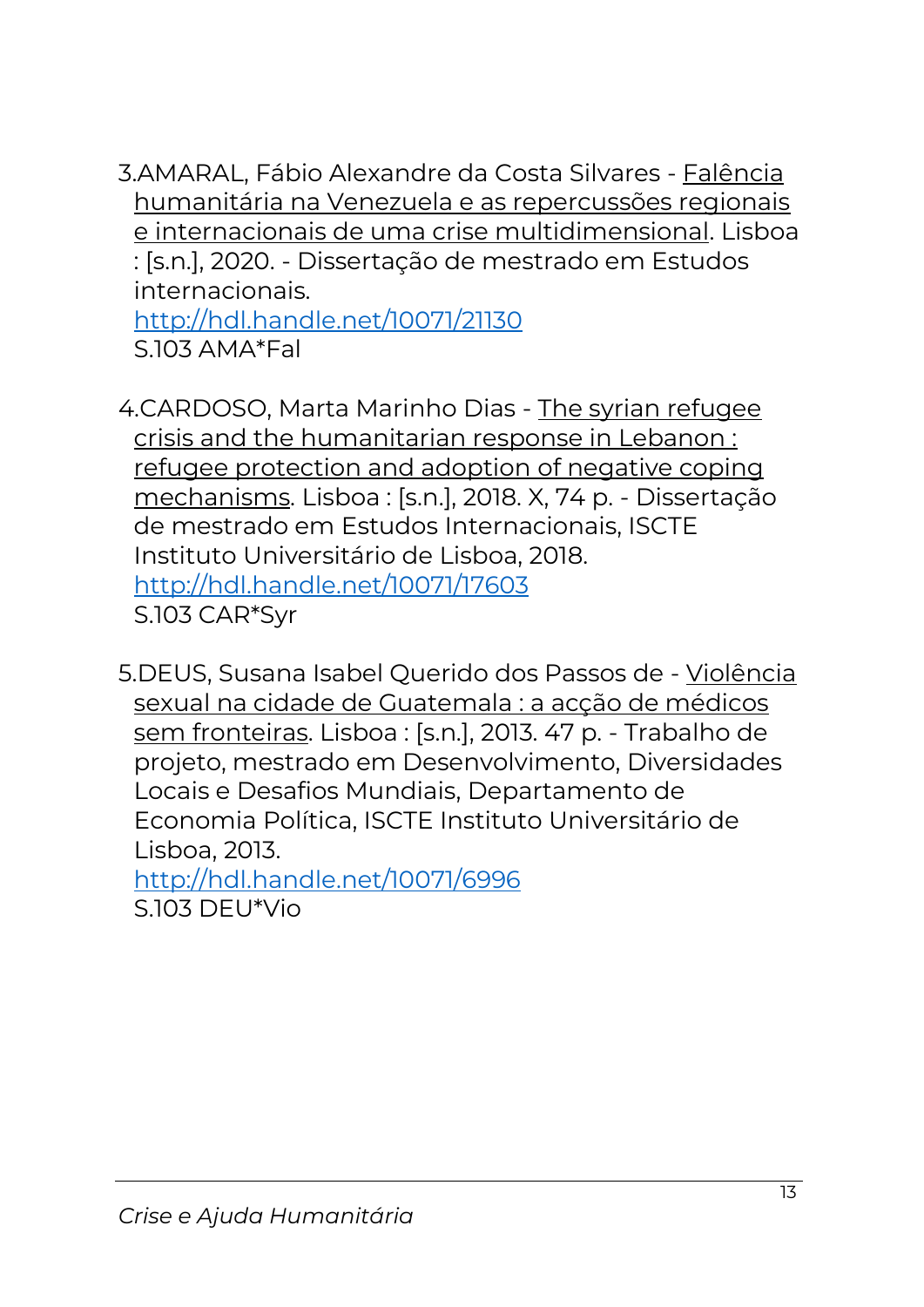3.AMARAL, Fábio Alexandre da Costa Silvares - Falência humanitária na Venezuela e as repercussões regionais e internacionais de uma crise multidimensional. Lisboa : [s.n.], 2020. - Dissertação de mestrado em Estudos internacionais.
http://hdl.handle.net/10071/21130
S.103 AMA*Fal

4.CARDOSO, Marta Marinho Dias - The syrian refugee crisis and the humanitarian response in Lebanon : refugee protection and adoption of negative coping mechanisms. Lisboa : [s.n.], 2018. X, 74 p. - Dissertação de mestrado em Estudos Internacionais, ISCTE Instituto Universitário de Lisboa, 2018.
http://hdl.handle.net/10071/17603
S.103 CAR*Syr

5.DEUS, Susana Isabel Querido dos Passos de - Violência sexual na cidade de Guatemala : a acção de médicos sem fronteiras. Lisboa : [s.n.], 2013. 47 p. - Trabalho de projeto, mestrado em Desenvolvimento, Diversidades Locais e Desafios Mundiais, Departamento de Economia Política, ISCTE Instituto Universitário de Lisboa, 2013.
http://hdl.handle.net/10071/6996
S.103 DEU*Vio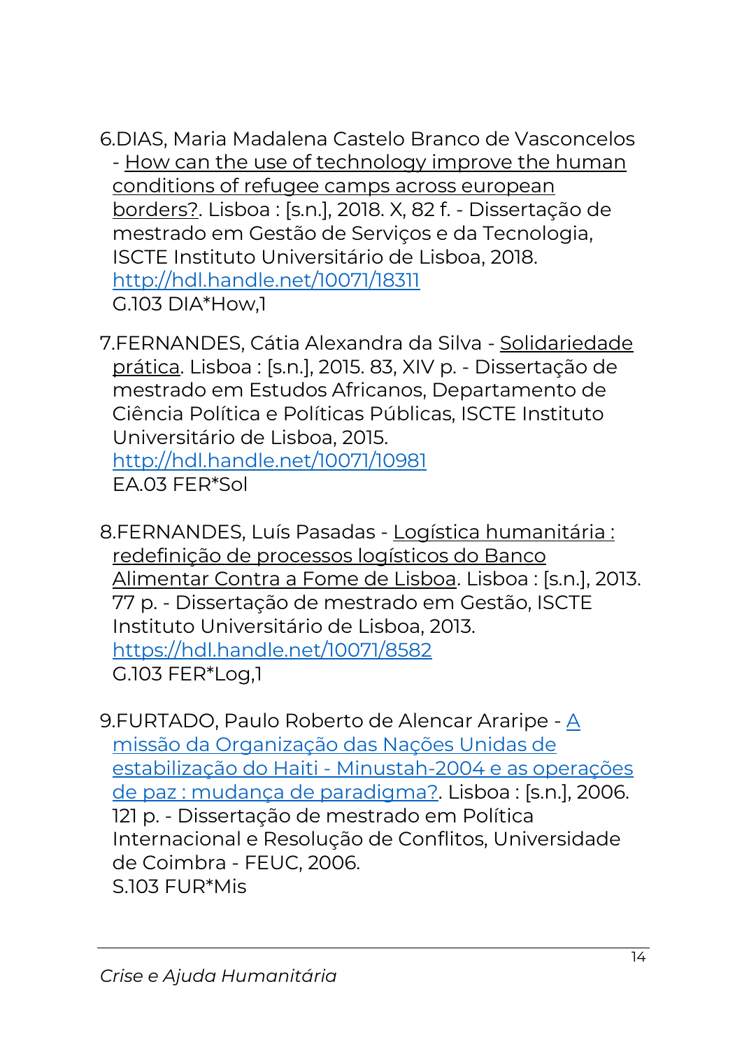6. DIAS, Maria Madalena Castelo Branco de Vasconcelos - How can the use of technology improve the human conditions of refugee camps across european borders?. Lisboa : [s.n.], 2018. X, 82 f. - Dissertação de mestrado em Gestão de Serviços e da Tecnologia, ISCTE Instituto Universitário de Lisboa, 2018.
   http://hdl.handle.net/10071/18311
   G.103 DIA*How,1

7. FERNANDES, Cátia Alexandra da Silva - Solidariedade prática. Lisboa : [s.n.], 2015. 83, XIV p. - Dissertação de mestrado em Estudos Africanos, Departamento de Ciência Política e Políticas Públicas, ISCTE Instituto Universitário de Lisboa, 2015.
   http://hdl.handle.net/10071/10981
   EA.03 FER*Sol

8. FERNANDES, Luís Pasadas - Logística humanitária : redefinição de processos logísticos do Banco Alimentar Contra a Fome de Lisboa. Lisboa : [s.n.], 2013. 77 p. - Dissertação de mestrado em Gestão, ISCTE Instituto Universitário de Lisboa, 2013.
   https://hdl.handle.net/10071/8582
   G.103 FER*Log,1

9. FURTADO, Paulo Roberto de Alencar Araripe - A missão da Organização das Nações Unidas de estabilização do Haiti - Minustah-2004 e as operações de paz : mudança de paradigma?. Lisboa : [s.n.], 2006. 121 p. - Dissertação de mestrado em Política Internacional e Resolução de Conflitos, Universidade de Coimbra - FEUC, 2006.
   S.103 FUR*Mis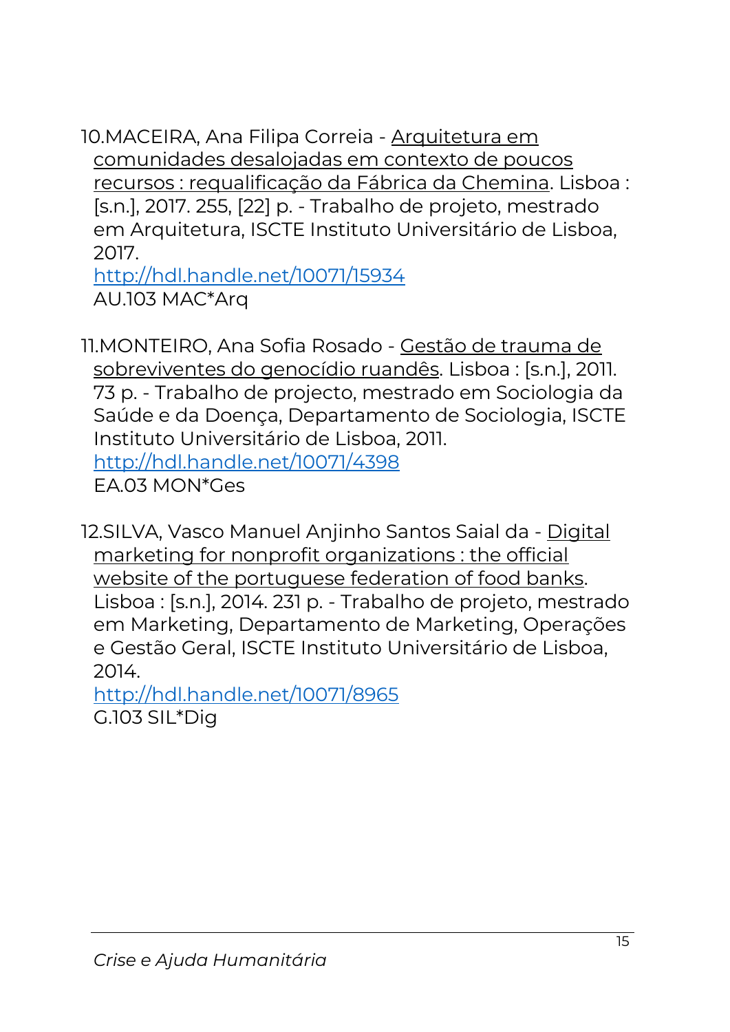10. MACEIRA, Ana Filipa Correia - Arquitetura em comunidades desalojadas em contexto de poucos recursos : requalificação da Fábrica da Chemina. Lisboa : [s.n.], 2017. 255, [22] p. - Trabalho de projeto, mestrado em Arquitetura, ISCTE Instituto Universitário de Lisboa, 2017.
    http://hdl.handle.net/10071/15934
    AU.103 MAC*Arq

11. MONTEIRO, Ana Sofia Rosado - Gestão de trauma de sobreviventes do genocídio ruandês. Lisboa : [s.n.], 2011. 73 p. - Trabalho de projecto, mestrado em Sociologia da Saúde e da Doença, Departamento de Sociologia, ISCTE Instituto Universitário de Lisboa, 2011.
    http://hdl.handle.net/10071/4398
    EA.03 MON*Ges

12. SILVA, Vasco Manuel Anjinho Santos Saial da - Digital marketing for nonprofit organizations : the official website of the portuguese federation of food banks. Lisboa : [s.n.], 2014. 231 p. - Trabalho de projeto, mestrado em Marketing, Departamento de Marketing, Operações e Gestão Geral, ISCTE Instituto Universitário de Lisboa, 2014.
    http://hdl.handle.net/10071/8965
    G.103 SIL*Dig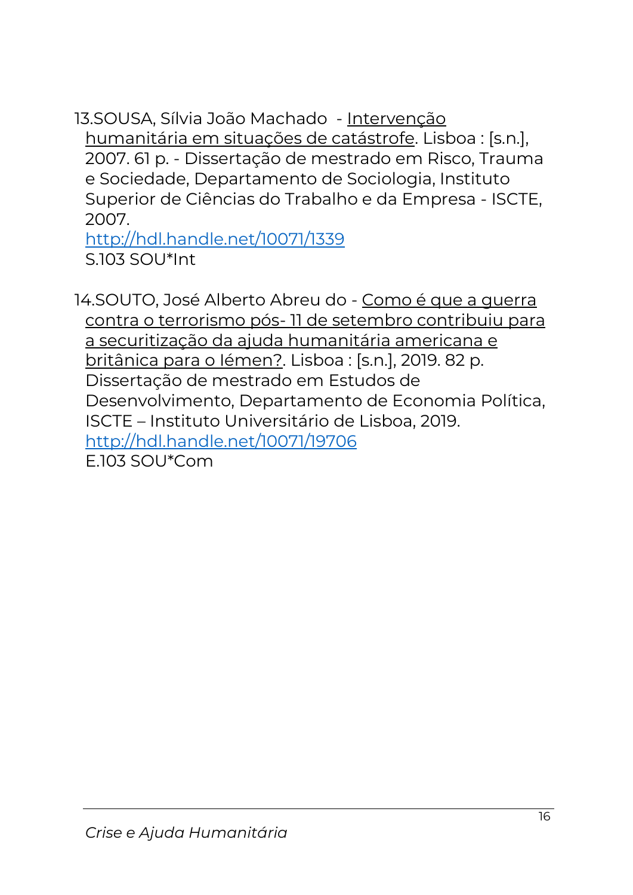13. SOUSA, Sílvia João Machado - Intervenção humanitária em situações de catástrofe. Lisboa : [s.n.], 2007. 61 p. - Dissertação de mestrado em Risco, Trauma e Sociedade, Departamento de Sociologia, Instituto Superior de Ciências do Trabalho e da Empresa - ISCTE, 2007.
http://hdl.handle.net/10071/1339
S.103 SOU*Int

14. SOUTO, José Alberto Abreu do - Como é que a guerra contra o terrorismo pós- 11 de setembro contribuiu para a securitização da ajuda humanitária americana e britânica para o Iémen?. Lisboa : [s.n.], 2019. 82 p. Dissertação de mestrado em Estudos de Desenvolvimento, Departamento de Economia Política, ISCTE – Instituto Universitário de Lisboa, 2019.
http://hdl.handle.net/10071/19706
E.103 SOU*Com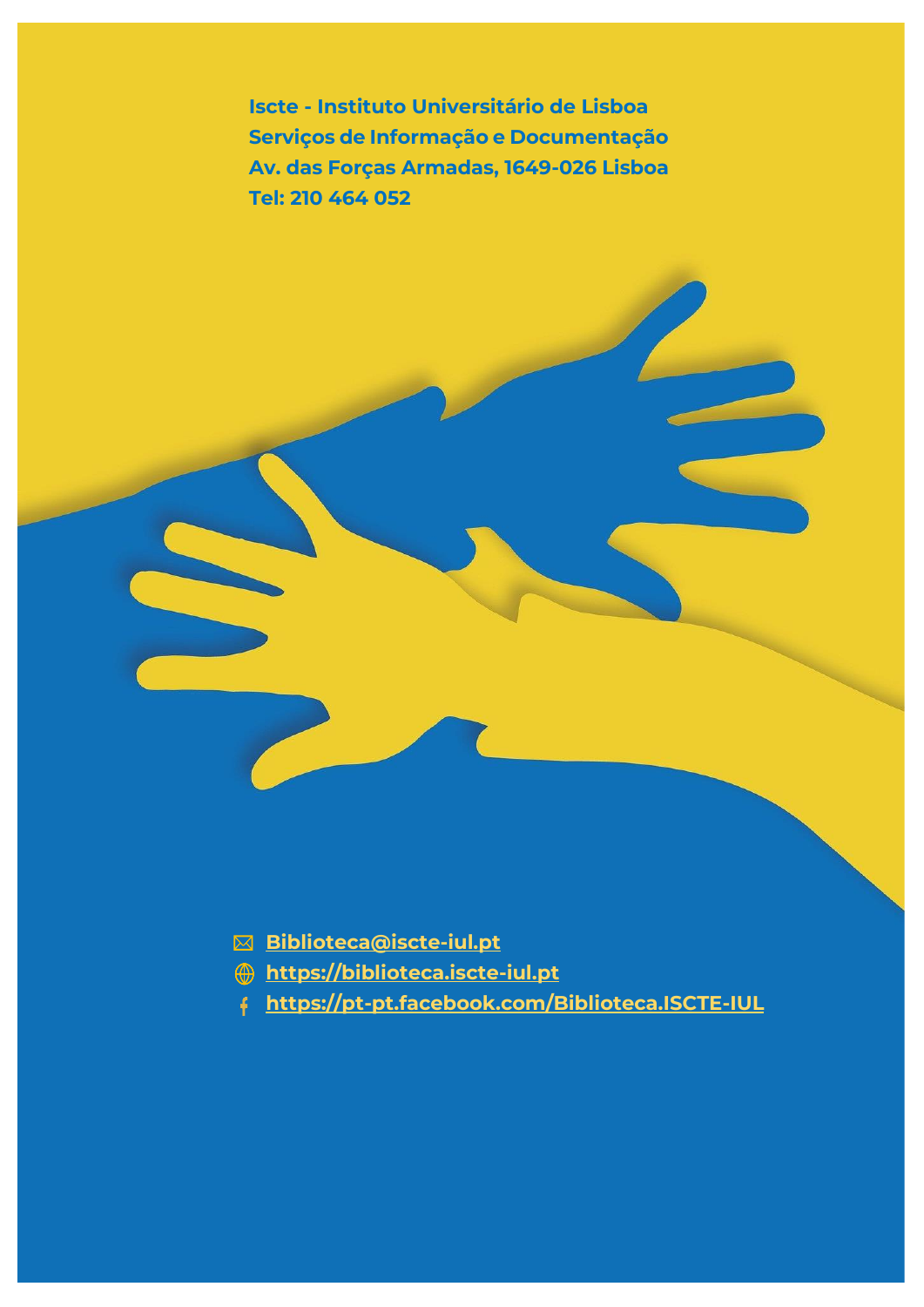**Iscte - Instituto Universitário de Lisboa**
**Serviços de Informação e Documentação**
**Av. das Forças Armadas, 1649-026 Lisboa**
**Tel: 210 464 052**

- **Biblioteca@iscte-iul.pt**
- **https://biblioteca.iscte-iul.pt**
- **https://pt-pt.facebook.com/Biblioteca.ISCTE-IUL**